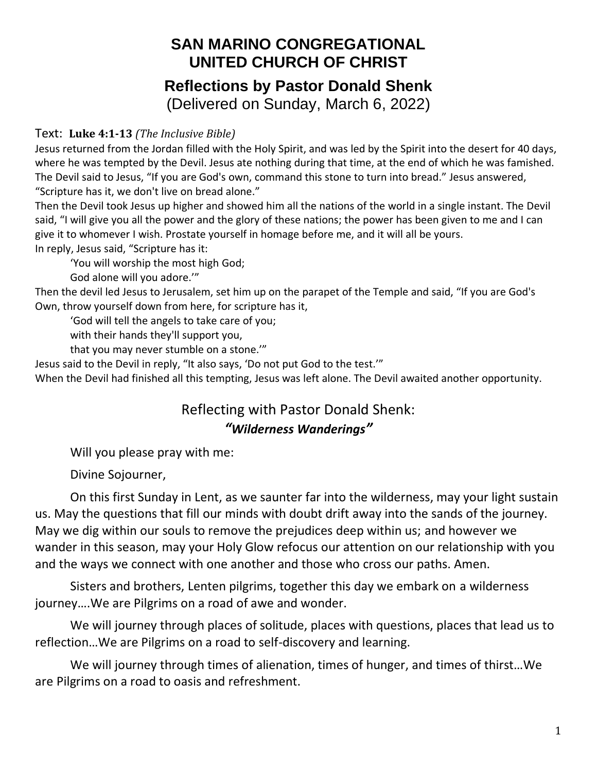# SAN MARINO CONGREGATIONAL UNITED CHURCH OF CHRIST

## Reflections by Pastor Donald Shenk

(Delivered on Sunday, March 6, 2022)

Text: **Luke 4:1-13** *(The Inclusive Bible)*

Jesus returned from the Jordan filled with the Holy Spirit, and was led by the Spirit into the desert for 40 days, where he was tempted by the Devil. Jesus ate nothing during that time, at the end of which he was famished. The Devil said to Jesus, "If you are God's own, command this stone to turn into bread." Jesus answered, "Scripture has it, we don't live on bread alone."

Then the Devil took Jesus up higher and showed him all the nations of the world in a single instant. The Devil said, "I will give you all the power and the glory of these nations; the power has been given to me and I can give it to whomever I wish. Prostate yourself in homage before me, and it will all be yours.

In reply, Jesus said, "Scripture has it:

> 'You will worship the most high God;
> God alone will you adore.'"

Then the devil led Jesus to Jerusalem, set him up on the parapet of the Temple and said, "If you are God's Own, throw yourself down from here, for scripture has it,

> 'God will tell the angels to take care of you;
> with their hands they'll support you,
> that you may never stumble on a stone.'"

Jesus said to the Devil in reply, "It also says, 'Do not put God to the test.'"

When the Devil had finished all this tempting, Jesus was left alone. The Devil awaited another opportunity.

## Reflecting with Pastor Donald Shenk:

### *"Wilderness Wanderings"*

Will you please pray with me:

Divine Sojourner,

On this first Sunday in Lent, as we saunter far into the wilderness, may your light sustain us. May the questions that fill our minds with doubt drift away into the sands of the journey. May we dig within our souls to remove the prejudices deep within us; and however we wander in this season, may your Holy Glow refocus our attention on our relationship with you and the ways we connect with one another and those who cross our paths. Amen.

Sisters and brothers, Lenten pilgrims, together this day we embark on a wilderness journey….We are Pilgrims on a road of awe and wonder.

We will journey through places of solitude, places with questions, places that lead us to reflection…We are Pilgrims on a road to self-discovery and learning.

We will journey through times of alienation, times of hunger, and times of thirst…We are Pilgrims on a road to oasis and refreshment.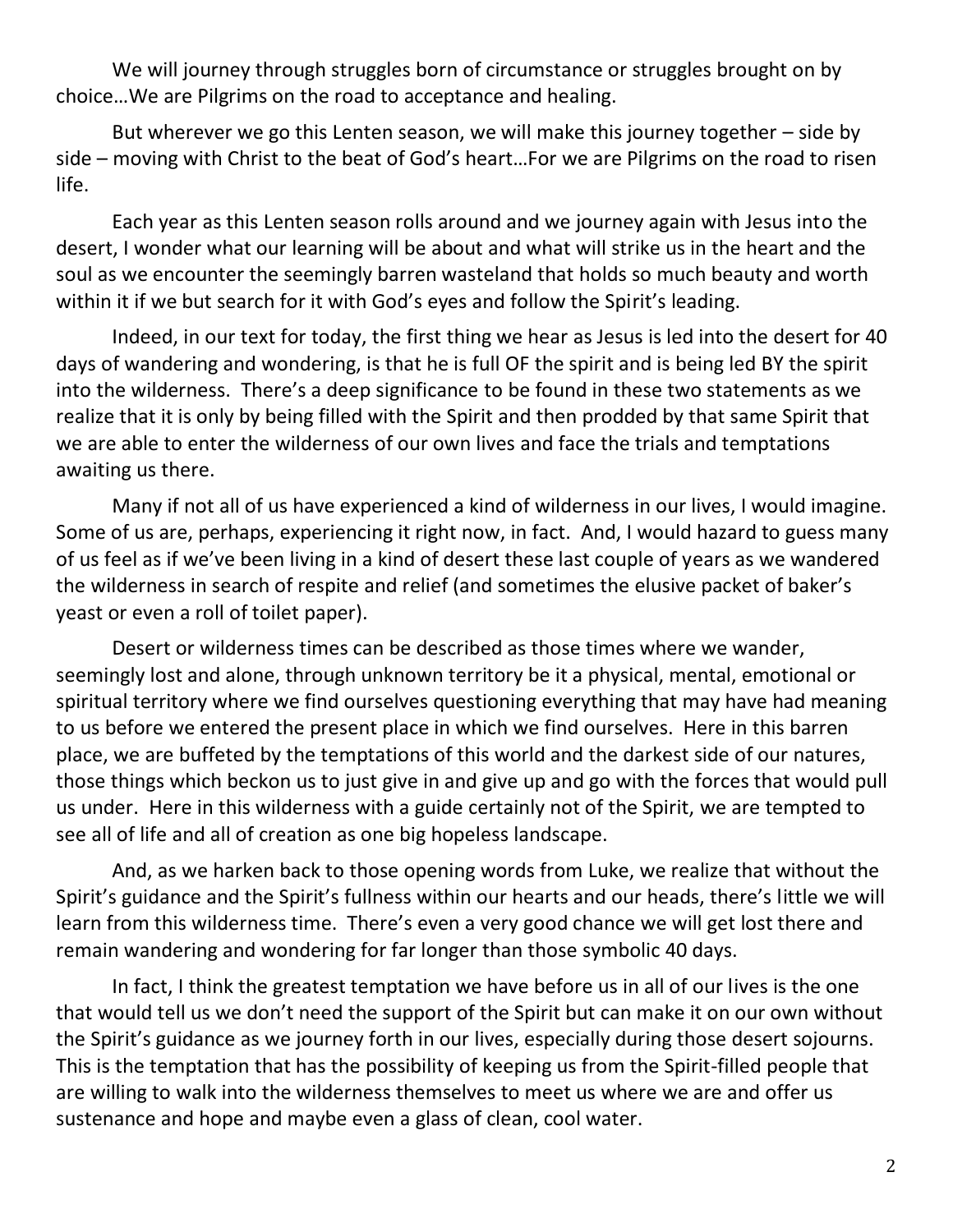We will journey through struggles born of circumstance or struggles brought on by choice…We are Pilgrims on the road to acceptance and healing.

But wherever we go this Lenten season, we will make this journey together – side by side – moving with Christ to the beat of God's heart…For we are Pilgrims on the road to risen life.

Each year as this Lenten season rolls around and we journey again with Jesus into the desert, I wonder what our learning will be about and what will strike us in the heart and the soul as we encounter the seemingly barren wasteland that holds so much beauty and worth within it if we but search for it with God's eyes and follow the Spirit's leading.

Indeed, in our text for today, the first thing we hear as Jesus is led into the desert for 40 days of wandering and wondering, is that he is full OF the spirit and is being led BY the spirit into the wilderness. There's a deep significance to be found in these two statements as we realize that it is only by being filled with the Spirit and then prodded by that same Spirit that we are able to enter the wilderness of our own lives and face the trials and temptations awaiting us there.

Many if not all of us have experienced a kind of wilderness in our lives, I would imagine. Some of us are, perhaps, experiencing it right now, in fact. And, I would hazard to guess many of us feel as if we've been living in a kind of desert these last couple of years as we wandered the wilderness in search of respite and relief (and sometimes the elusive packet of baker's yeast or even a roll of toilet paper).

Desert or wilderness times can be described as those times where we wander, seemingly lost and alone, through unknown territory be it a physical, mental, emotional or spiritual territory where we find ourselves questioning everything that may have had meaning to us before we entered the present place in which we find ourselves. Here in this barren place, we are buffeted by the temptations of this world and the darkest side of our natures, those things which beckon us to just give in and give up and go with the forces that would pull us under. Here in this wilderness with a guide certainly not of the Spirit, we are tempted to see all of life and all of creation as one big hopeless landscape.

And, as we harken back to those opening words from Luke, we realize that without the Spirit's guidance and the Spirit's fullness within our hearts and our heads, there's little we will learn from this wilderness time. There's even a very good chance we will get lost there and remain wandering and wondering for far longer than those symbolic 40 days.

In fact, I think the greatest temptation we have before us in all of our lives is the one that would tell us we don't need the support of the Spirit but can make it on our own without the Spirit's guidance as we journey forth in our lives, especially during those desert sojourns. This is the temptation that has the possibility of keeping us from the Spirit-filled people that are willing to walk into the wilderness themselves to meet us where we are and offer us sustenance and hope and maybe even a glass of clean, cool water.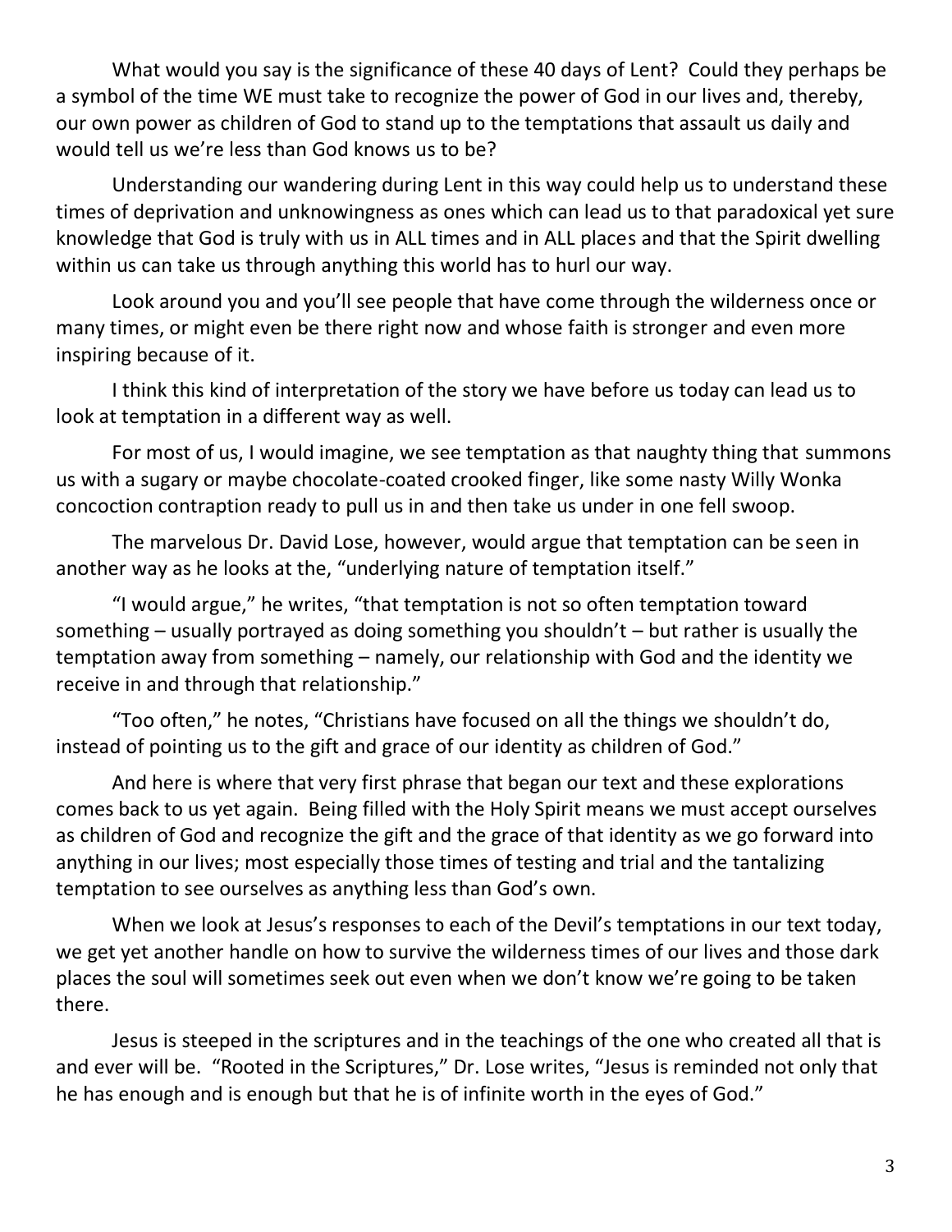What would you say is the significance of these 40 days of Lent? Could they perhaps be a symbol of the time WE must take to recognize the power of God in our lives and, thereby, our own power as children of God to stand up to the temptations that assault us daily and would tell us we're less than God knows us to be?

Understanding our wandering during Lent in this way could help us to understand these times of deprivation and unknowingness as ones which can lead us to that paradoxical yet sure knowledge that God is truly with us in ALL times and in ALL places and that the Spirit dwelling within us can take us through anything this world has to hurl our way.

Look around you and you'll see people that have come through the wilderness once or many times, or might even be there right now and whose faith is stronger and even more inspiring because of it.

I think this kind of interpretation of the story we have before us today can lead us to look at temptation in a different way as well.

For most of us, I would imagine, we see temptation as that naughty thing that summons us with a sugary or maybe chocolate-coated crooked finger, like some nasty Willy Wonka concoction contraption ready to pull us in and then take us under in one fell swoop.

The marvelous Dr. David Lose, however, would argue that temptation can be seen in another way as he looks at the, "underlying nature of temptation itself."

"I would argue," he writes, "that temptation is not so often temptation toward something – usually portrayed as doing something you shouldn't – but rather is usually the temptation away from something – namely, our relationship with God and the identity we receive in and through that relationship."

"Too often," he notes, "Christians have focused on all the things we shouldn't do, instead of pointing us to the gift and grace of our identity as children of God."

And here is where that very first phrase that began our text and these explorations comes back to us yet again. Being filled with the Holy Spirit means we must accept ourselves as children of God and recognize the gift and the grace of that identity as we go forward into anything in our lives; most especially those times of testing and trial and the tantalizing temptation to see ourselves as anything less than God's own.

When we look at Jesus's responses to each of the Devil's temptations in our text today, we get yet another handle on how to survive the wilderness times of our lives and those dark places the soul will sometimes seek out even when we don't know we're going to be taken there.

Jesus is steeped in the scriptures and in the teachings of the one who created all that is and ever will be. "Rooted in the Scriptures," Dr. Lose writes, "Jesus is reminded not only that he has enough and is enough but that he is of infinite worth in the eyes of God."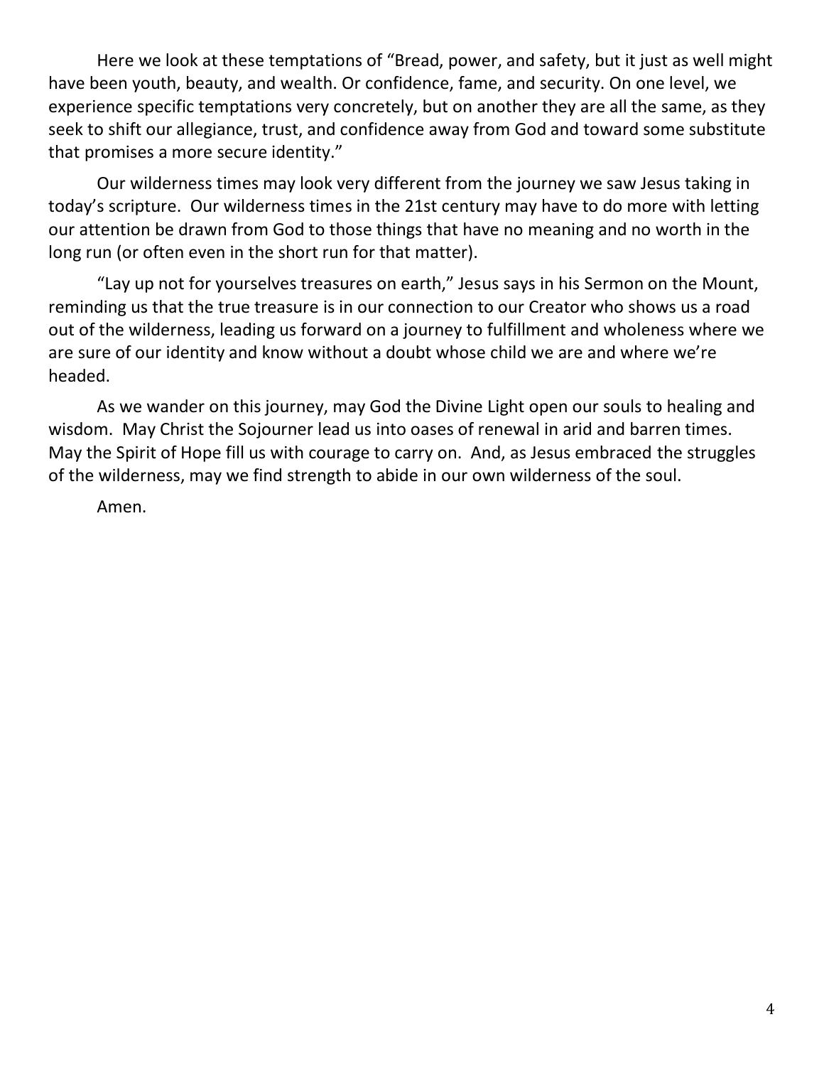Here we look at these temptations of "Bread, power, and safety, but it just as well might have been youth, beauty, and wealth. Or confidence, fame, and security. On one level, we experience specific temptations very concretely, but on another they are all the same, as they seek to shift our allegiance, trust, and confidence away from God and toward some substitute that promises a more secure identity."

Our wilderness times may look very different from the journey we saw Jesus taking in today's scripture. Our wilderness times in the 21st century may have to do more with letting our attention be drawn from God to those things that have no meaning and no worth in the long run (or often even in the short run for that matter).

"Lay up not for yourselves treasures on earth," Jesus says in his Sermon on the Mount, reminding us that the true treasure is in our connection to our Creator who shows us a road out of the wilderness, leading us forward on a journey to fulfillment and wholeness where we are sure of our identity and know without a doubt whose child we are and where we're headed.

As we wander on this journey, may God the Divine Light open our souls to healing and wisdom. May Christ the Sojourner lead us into oases of renewal in arid and barren times. May the Spirit of Hope fill us with courage to carry on. And, as Jesus embraced the struggles of the wilderness, may we find strength to abide in our own wilderness of the soul.

Amen.